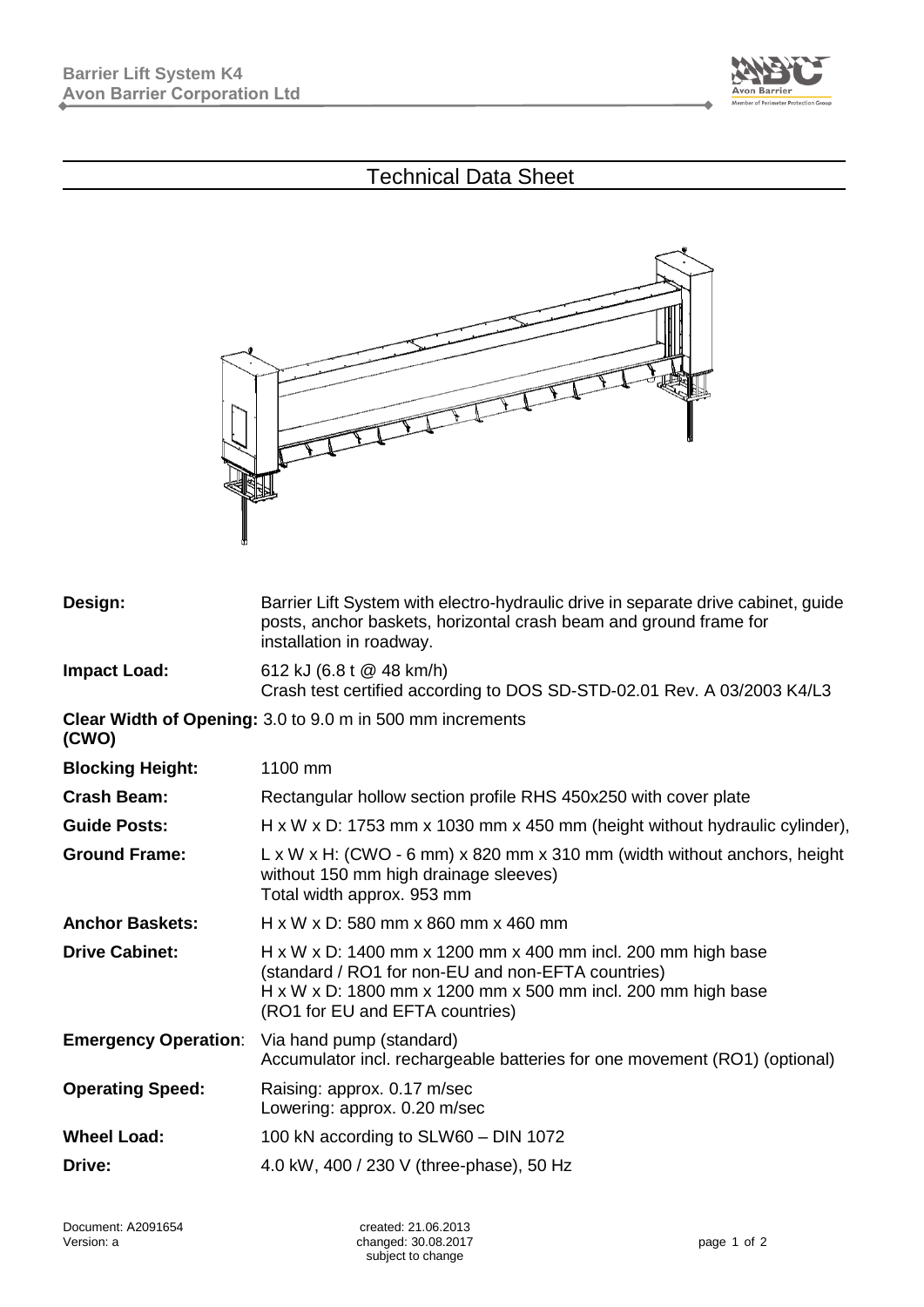# Technical Data Sheet

| | |
|---|---|
| **Design:** | Barrier Lift System with electro-hydraulic drive in separate drive cabinet, guide posts, anchor baskets, horizontal crash beam and ground frame for installation in roadway. |
| **Impact Load:** | 612 kJ (6.8 t @ 48 km/h)<br>Crash test certified according to DOS SD-STD-02.01 Rev. A 03/2003 K4/L3 |
| **Clear Width of Opening: (CWO)** | 3.0 to 9.0 m in 500 mm increments |
| **Blocking Height:** | 1100 mm |
| **Crash Beam:** | Rectangular hollow section profile RHS 450x250 with cover plate |
| **Guide Posts:** | H x W x D: 1753 mm x 1030 mm x 450 mm (height without hydraulic cylinder), |
| **Ground Frame:** | L x W x H: (CWO - 6 mm) x 820 mm x 310 mm (width without anchors, height without 150 mm high drainage sleeves)<br>Total width approx. 953 mm |
| **Anchor Baskets:** | H x W x D: 580 mm x 860 mm x 460 mm |
| **Drive Cabinet:** | H x W x D: 1400 mm x 1200 mm x 400 mm incl. 200 mm high base (standard / RO1 for non-EU and non-EFTA countries)<br>H x W x D: 1800 mm x 1200 mm x 500 mm incl. 200 mm high base (RO1 for EU and EFTA countries) |
| **Emergency Operation:** | Via hand pump (standard)<br>Accumulator incl. rechargeable batteries for one movement (RO1) (optional) |
| **Operating Speed:** | Raising: approx. 0.17 m/sec<br>Lowering: approx. 0.20 m/sec |
| **Wheel Load:** | 100 kN according to SLW60 – DIN 1072 |
| **Drive:** | 4.0 kW, 400 / 230 V (three-phase), 50 Hz |

Document: A2091654
Version: a

created: 21.06.2013
changed: 30.08.2017
subject to change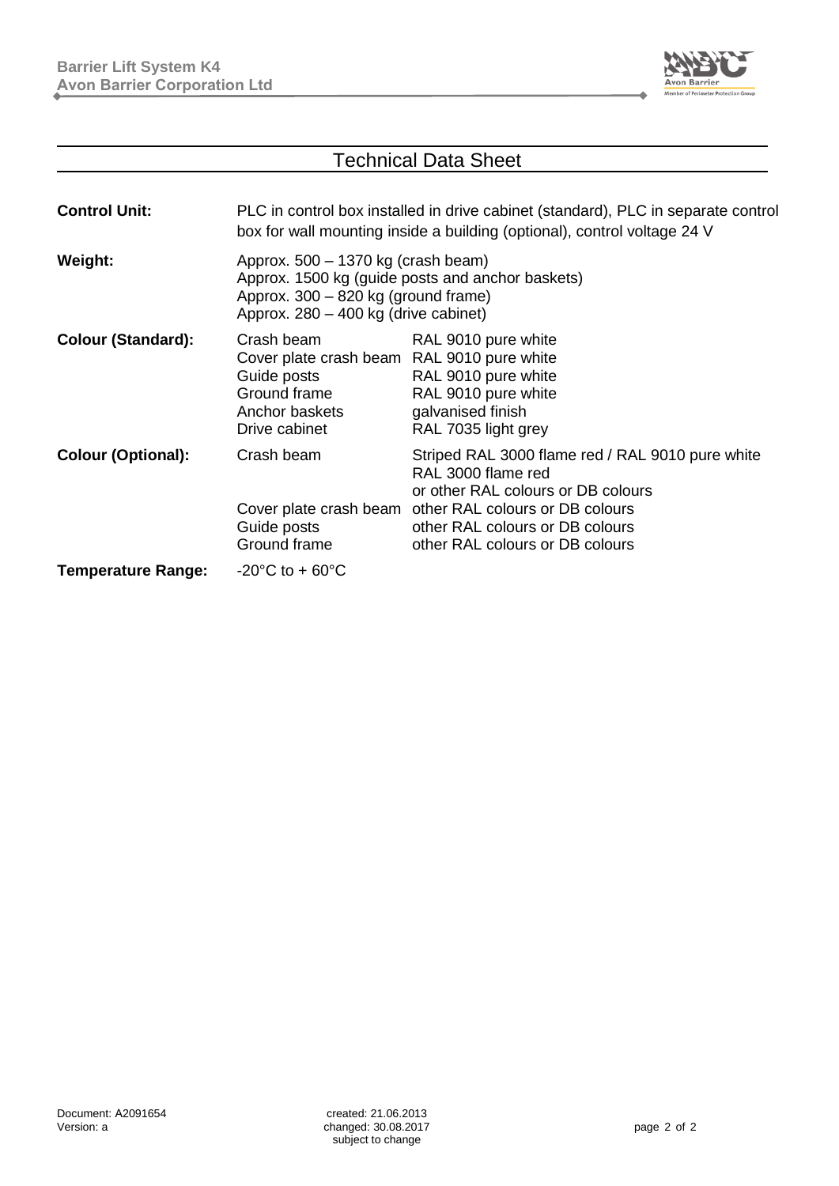# Technical Data Sheet

| | | |
|---|---|---|
| **Control Unit:** | PLC in control box installed in drive cabinet (standard), PLC in separate control box for wall mounting inside a building (optional), control voltage 24 V | |
| **Weight:** | Approx. 500 – 1370 kg (crash beam)<br>Approx. 1500 kg (guide posts and anchor baskets)<br>Approx. 300 – 820 kg (ground frame)<br>Approx. 280 – 400 kg (drive cabinet) | |
| **Colour (Standard):** | Crash beam | RAL 9010 pure white |
| | Cover plate crash beam | RAL 9010 pure white |
| | Guide posts | RAL 9010 pure white |
| | Ground frame | RAL 9010 pure white |
| | Anchor baskets | galvanised finish |
| | Drive cabinet | RAL 7035 light grey |
| **Colour (Optional):** | Crash beam | Striped RAL 3000 flame red / RAL 9010 pure white<br>RAL 3000 flame red<br>or other RAL colours or DB colours |
| | Cover plate crash beam | other RAL colours or DB colours |
| | Guide posts | other RAL colours or DB colours |
| | Ground frame | other RAL colours or DB colours |
| **Temperature Range:** | -20°C to + 60°C | |

Document: A2091654
Version: a

created: 21.06.2013
changed: 30.08.2017
subject to change